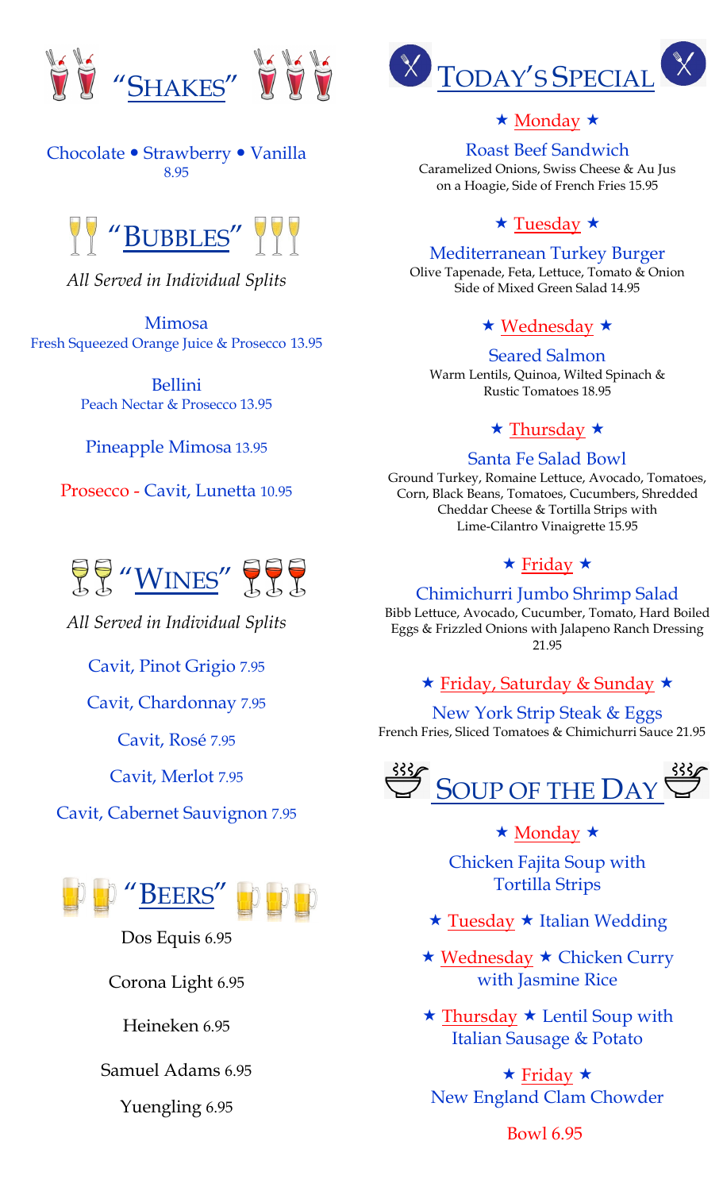## "SHAKES"

Chocolate • Strawberry • Vanilla
8.95

## "BUBBLES"

*All Served in Individual Splits*

Mimosa
Fresh Squeezed Orange Juice & Prosecco 13.95

Bellini
Peach Nectar & Prosecco 13.95

Pineapple Mimosa 13.95

Prosecco - Cavit, Lunetta 10.95

## "WINES"

*All Served in Individual Splits*

Cavit, Pinot Grigio 7.95

Cavit, Chardonnay 7.95

Cavit, Rosé 7.95

Cavit, Merlot 7.95

Cavit, Cabernet Sauvignon 7.95

## "BEERS"

Dos Equis 6.95

Corona Light 6.95

Heineken 6.95

Samuel Adams 6.95

Yuengling 6.95

## TODAY'S SPECIAL

★ Monday ★

Roast Beef Sandwich
Caramelized Onions, Swiss Cheese & Au Jus on a Hoagie, Side of French Fries 15.95

★ Tuesday ★

Mediterranean Turkey Burger
Olive Tapenade, Feta, Lettuce, Tomato & Onion Side of Mixed Green Salad 14.95

★ Wednesday ★

Seared Salmon
Warm Lentils, Quinoa, Wilted Spinach & Rustic Tomatoes 18.95

★ Thursday ★

Santa Fe Salad Bowl
Ground Turkey, Romaine Lettuce, Avocado, Tomatoes, Corn, Black Beans, Tomatoes, Cucumbers, Shredded Cheddar Cheese & Tortilla Strips with Lime-Cilantro Vinaigrette 15.95

★ Friday ★

Chimichurri Jumbo Shrimp Salad
Bibb Lettuce, Avocado, Cucumber, Tomato, Hard Boiled Eggs & Frizzled Onions with Jalapeno Ranch Dressing 21.95

★ Friday, Saturday & Sunday ★

New York Strip Steak & Eggs
French Fries, Sliced Tomatoes & Chimichurri Sauce 21.95

## SOUP OF THE DAY

★ Monday ★
Chicken Fajita Soup with Tortilla Strips

★ Tuesday ★ Italian Wedding

★ Wednesday ★ Chicken Curry with Jasmine Rice

★ Thursday ★ Lentil Soup with Italian Sausage & Potato

★ Friday ★
New England Clam Chowder

Bowl 6.95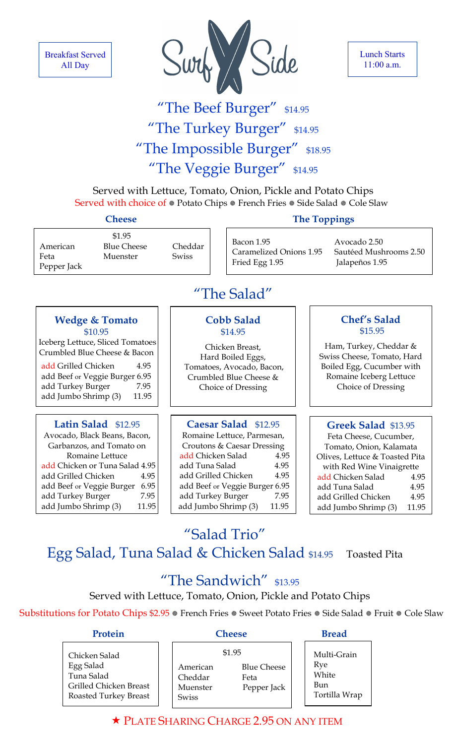Breakfast Served All Day

# Surf Side

Lunch Starts 11:00 a.m.

## "The Beef Burger" $14.95
## "The Turkey Burger" $14.95
## "The Impossible Burger" $18.95
## "The Veggie Burger" $14.95

Served with Lettuce, Tomato, Onion, Pickle and Potato Chips

Served with choice of ❅ Potato Chips ❅ French Fries ❅ Side Salad ❅ Cole Slaw

### Cheese

$1.95

| | | |
|---|---|---|
| American | Blue Cheese | Cheddar |
| Feta | Muenster | Swiss |
| Pepper Jack | | |

### The Toppings

| | |
|---|---|
| Bacon 1.95 | Avocado 2.50 |
| Caramelized Onions 1.95 | Sautéed Mushrooms 2.50 |
| Fried Egg 1.95 | Jalapeños 1.95 |

## "The Salad"

### Wedge & Tomato
$10.95

Iceberg Lettuce, Sliced Tomatoes Crumbled Blue Cheese & Bacon

| | |
|---|---|
| add Grilled Chicken | 4.95 |
| add Beef or Veggie Burger | 6.95 |
| add Turkey Burger | 7.95 |
| add Jumbo Shrimp (3) | 11.95 |

### Cobb Salad
$14.95

Chicken Breast, Hard Boiled Eggs, Tomatoes, Avocado, Bacon, Crumbled Blue Cheese & Choice of Dressing

### Chef's Salad
$15.95

Ham, Turkey, Cheddar & Swiss Cheese, Tomato, Hard Boiled Egg, Cucumber with Romaine Iceberg Lettuce Choice of Dressing

### Latin Salad $12.95

Avocado, Black Beans, Bacon, Garbanzos, and Tomato on Romaine Lettuce

| | |
|---|---|
| add Chicken or Tuna Salad | 4.95 |
| add Grilled Chicken | 4.95 |
| add Beef or Veggie Burger | 6.95 |
| add Turkey Burger | 7.95 |
| add Jumbo Shrimp (3) | 11.95 |

### Caesar Salad $12.95

Romaine Lettuce, Parmesan, Croutons & Caesar Dressing

| | |
|---|---|
| add Chicken Salad | 4.95 |
| add Tuna Salad | 4.95 |
| add Grilled Chicken | 4.95 |
| add Beef or Veggie Burger | 6.95 |
| add Turkey Burger | 7.95 |
| add Jumbo Shrimp (3) | 11.95 |

### Greek Salad $13.95

Feta Cheese, Cucumber, Tomato, Onion, Kalamata Olives, Lettuce & Toasted Pita with Red Wine Vinaigrette

| | |
|---|---|
| add Chicken Salad | 4.95 |
| add Tuna Salad | 4.95 |
| add Grilled Chicken | 4.95 |
| add Jumbo Shrimp (3) | 11.95 |

## "Salad Trio"

Egg Salad, Tuna Salad & Chicken Salad $14.95 Toasted Pita

## "The Sandwich" $13.95

Served with Lettuce, Tomato, Onion, Pickle and Potato Chips

Substitutions for Potato Chips $2.95 ❅ French Fries ❅ Sweet Potato Fries ❅ Side Salad ❅ Fruit ❅ Cole Slaw

### Protein

- Chicken Salad
- Egg Salad
- Tuna Salad
- Grilled Chicken Breast
- Roasted Turkey Breast

### Cheese

$1.95

| | |
|---|---|
| American | Blue Cheese |
| Cheddar | Feta |
| Muenster | Pepper Jack |
| Swiss | |

### Bread

- Multi-Grain
- Rye
- White
- Bun
- Tortilla Wrap

★ PLATE SHARING CHARGE 2.95 ON ANY ITEM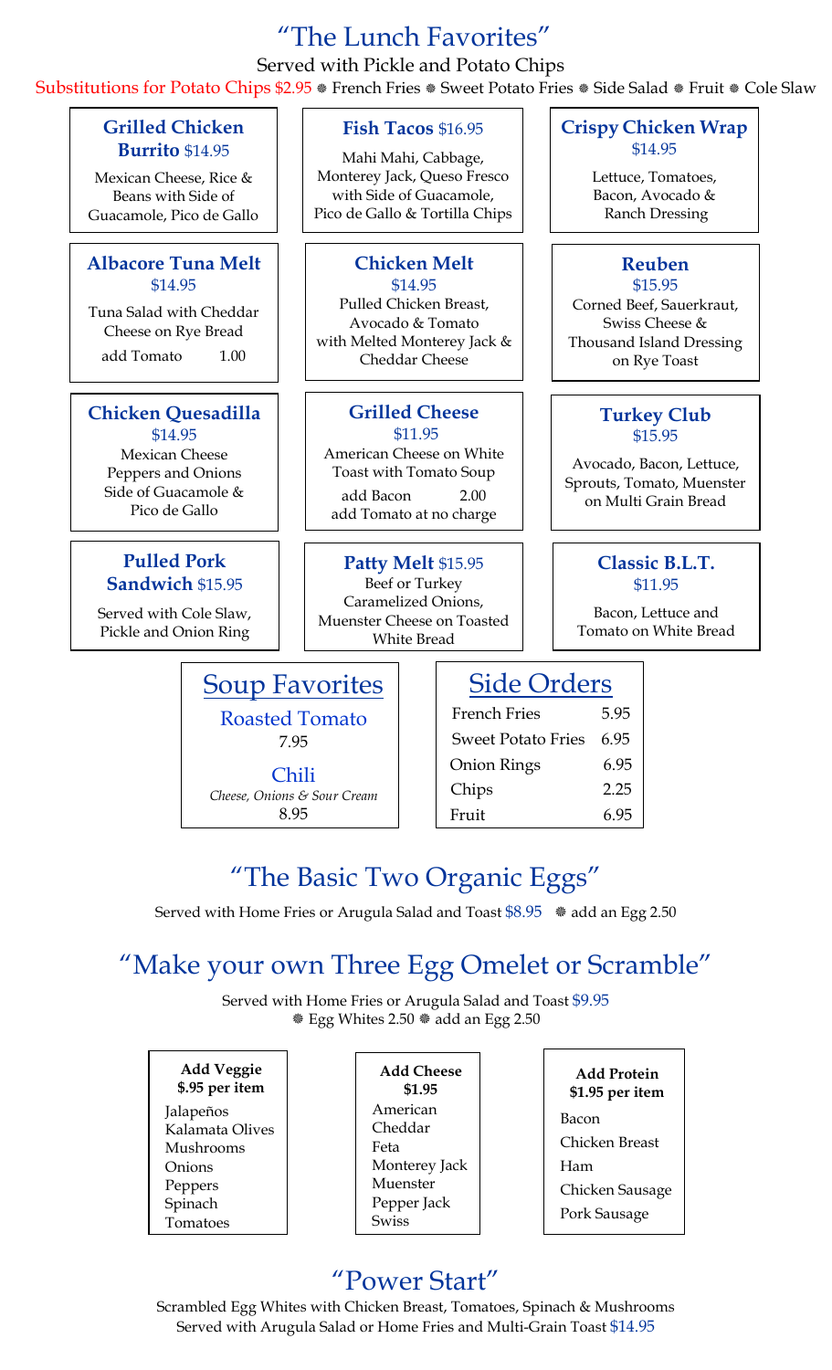# "The Lunch Favorites"

Served with Pickle and Potato Chips

Substitutions for Potato Chips $2.95 ❅ French Fries ❅ Sweet Potato Fries ❅ Side Salad ❅ Fruit ❅ Cole Slaw

### Grilled Chicken Burrito $14.95
Mexican Cheese, Rice & Beans with Side of Guacamole, Pico de Gallo

### Fish Tacos $16.95
Mahi Mahi, Cabbage, Monterey Jack, Queso Fresco with Side of Guacamole, Pico de Gallo & Tortilla Chips

### Crispy Chicken Wrap $14.95
Lettuce, Tomatoes, Bacon, Avocado & Ranch Dressing

### Albacore Tuna Melt $14.95
Tuna Salad with Cheddar Cheese on Rye Bread
add Tomato 1.00

### Chicken Melt $14.95
Pulled Chicken Breast, Avocado & Tomato with Melted Monterey Jack & Cheddar Cheese

### Reuben $15.95
Corned Beef, Sauerkraut, Swiss Cheese & Thousand Island Dressing on Rye Toast

### Chicken Quesadilla $14.95
Mexican Cheese
Peppers and Onions
Side of Guacamole & Pico de Gallo

### Grilled Cheese $11.95
American Cheese on White Toast with Tomato Soup
add Bacon 2.00
add Tomato at no charge

### Turkey Club $15.95
Avocado, Bacon, Lettuce, Sprouts, Tomato, Muenster on Multi Grain Bread

### Pulled Pork Sandwich $15.95
Served with Cole Slaw, Pickle and Onion Ring

### Patty Melt $15.95
Beef or Turkey
Caramelized Onions, Muenster Cheese on Toasted White Bread

### Classic B.L.T. $11.95
Bacon, Lettuce and Tomato on White Bread

## Soup Favorites

Roasted Tomato
7.95

Chili
*Cheese, Onions & Sour Cream*
8.95

## Side Orders

| | |
|---|---|
| French Fries | 5.95 |
| Sweet Potato Fries | 6.95 |
| Onion Rings | 6.95 |
| Chips | 2.25 |
| Fruit | 6.95 |

# "The Basic Two Organic Eggs"

Served with Home Fries or Arugula Salad and Toast $8.95 ❅ add an Egg 2.50

# "Make your own Three Egg Omelet or Scramble"

Served with Home Fries or Arugula Salad and Toast $9.95
❅ Egg Whites 2.50 ❅ add an Egg 2.50

**Add Veggie $.95 per item**
- Jalapeños
- Kalamata Olives
- Mushrooms
- Onions
- Peppers
- Spinach
- Tomatoes

**Add Cheese $1.95**
- American
- Cheddar
- Feta
- Monterey Jack
- Muenster
- Pepper Jack
- Swiss

**Add Protein $1.95 per item**
- Bacon
- Chicken Breast
- Ham
- Chicken Sausage
- Pork Sausage

# "Power Start"

Scrambled Egg Whites with Chicken Breast, Tomatoes, Spinach & Mushrooms
Served with Arugula Salad or Home Fries and Multi-Grain Toast $14.95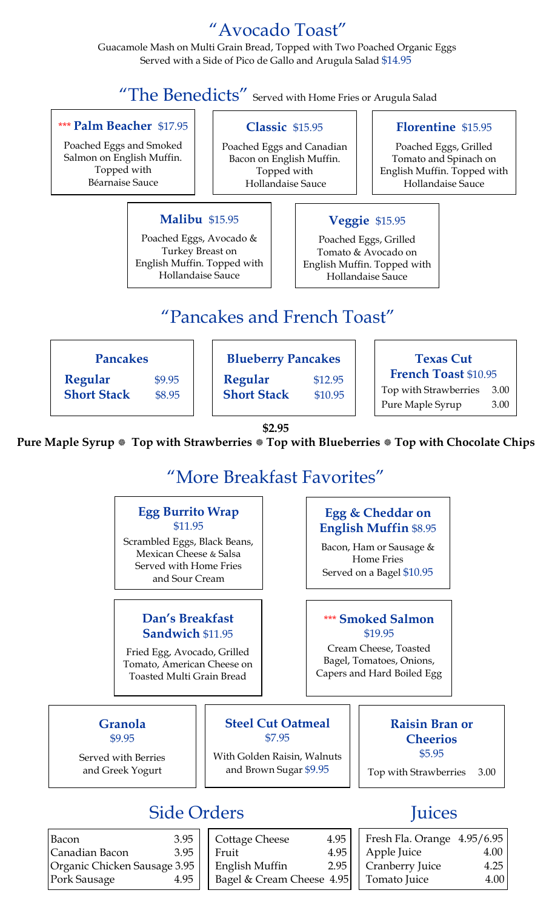# "Avocado Toast"

Guacamole Mash on Multi Grain Bread, Topped with Two Poached Organic Eggs
Served with a Side of Pico de Gallo and Arugula Salad $14.95

# "The Benedicts"

Served with Home Fries or Arugula Salad

### *** Palm Beacher $17.95

Poached Eggs and Smoked Salmon on English Muffin. Topped with Béarnaise Sauce

### Classic $15.95

Poached Eggs and Canadian Bacon on English Muffin. Topped with Hollandaise Sauce

### Florentine $15.95

Poached Eggs, Grilled Tomato and Spinach on English Muffin. Topped with Hollandaise Sauce

### Malibu $15.95

Poached Eggs, Avocado & Turkey Breast on English Muffin. Topped with Hollandaise Sauce

### Veggie $15.95

Poached Eggs, Grilled Tomato & Avocado on English Muffin. Topped with Hollandaise Sauce

# "Pancakes and French Toast"

### Pancakes

| | |
|---|---|
| **Regular** | $9.95 |
| **Short Stack** | $8.95 |

### Blueberry Pancakes

| | |
|---|---|
| **Regular** | $12.95 |
| **Short Stack** | $10.95 |

### Texas Cut French Toast $10.95

| | |
|---|---|
| Top with Strawberries | 3.00 |
| Pure Maple Syrup | 3.00 |

**$2.95**

**Pure Maple Syrup ❅ Top with Strawberries ❅ Top with Blueberries ❅ Top with Chocolate Chips**

# "More Breakfast Favorites"

### Egg Burrito Wrap $11.95

Scrambled Eggs, Black Beans, Mexican Cheese & Salsa
Served with Home Fries and Sour Cream

### Egg & Cheddar on English Muffin $8.95

Bacon, Ham or Sausage & Home Fries
Served on a Bagel $10.95

### Dan's Breakfast Sandwich $11.95

Fried Egg, Avocado, Grilled Tomato, American Cheese on Toasted Multi Grain Bread

### *** Smoked Salmon $19.95

Cream Cheese, Toasted Bagel, Tomatoes, Onions, Capers and Hard Boiled Egg

### Granola $9.95

Served with Berries and Greek Yogurt

### Steel Cut Oatmeal $7.95

With Golden Raisin, Walnuts and Brown Sugar $9.95

### Raisin Bran or Cheerios $5.95

| | |
|---|---|
| Top with Strawberries | 3.00 |

# Side Orders

| | |
|---|---|
| Bacon | 3.95 |
| Canadian Bacon | 3.95 |
| Organic Chicken Sausage | 3.95 |
| Pork Sausage | 4.95 |

| | |
|---|---|
| Cottage Cheese | 4.95 |
| Fruit | 4.95 |
| English Muffin | 2.95 |
| Bagel & Cream Cheese | 4.95 |

# Juices

| | |
|---|---|
| Fresh Fla. Orange | 4.95/6.95 |
| Apple Juice | 4.00 |
| Cranberry Juice | 4.25 |
| Tomato Juice | 4.00 |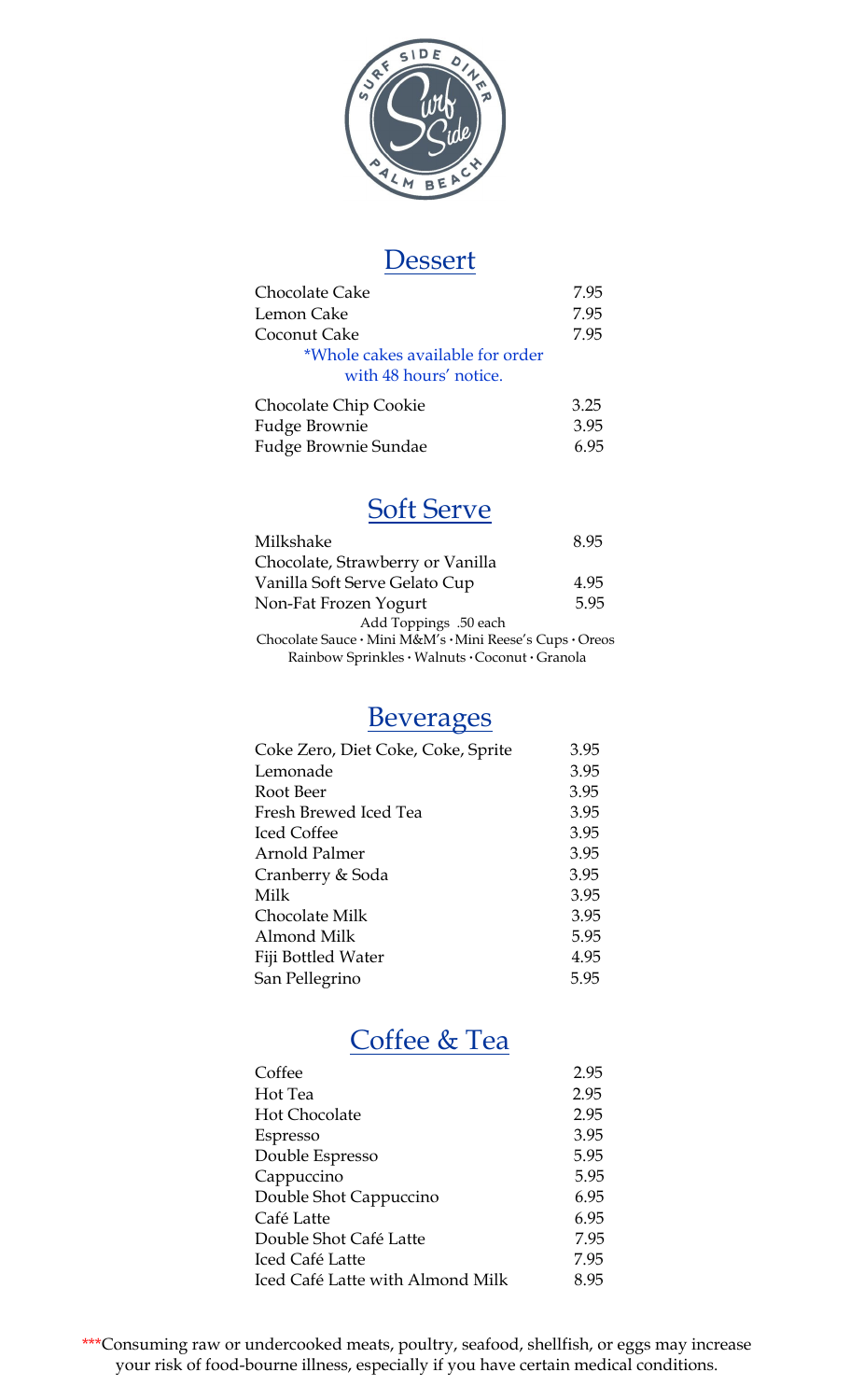## Dessert

| | |
|---|---|
| Chocolate Cake | 7.95 |
| Lemon Cake | 7.95 |
| Coconut Cake | 7.95 |

*Whole cakes available for order with 48 hours' notice.

| | |
|---|---|
| Chocolate Chip Cookie | 3.25 |
| Fudge Brownie | 3.95 |
| Fudge Brownie Sundae | 6.95 |

## Soft Serve

| | |
|---|---|
| Milkshake | 8.95 |
| Chocolate, Strawberry or Vanilla | |
| Vanilla Soft Serve Gelato Cup | 4.95 |
| Non-Fat Frozen Yogurt | 5.95 |

Add Toppings .50 each

Chocolate Sauce · Mini M&M's · Mini Reese's Cups · Oreos
Rainbow Sprinkles · Walnuts · Coconut · Granola

## Beverages

| | |
|---|---|
| Coke Zero, Diet Coke, Coke, Sprite | 3.95 |
| Lemonade | 3.95 |
| Root Beer | 3.95 |
| Fresh Brewed Iced Tea | 3.95 |
| Iced Coffee | 3.95 |
| Arnold Palmer | 3.95 |
| Cranberry & Soda | 3.95 |
| Milk | 3.95 |
| Chocolate Milk | 3.95 |
| Almond Milk | 5.95 |
| Fiji Bottled Water | 4.95 |
| San Pellegrino | 5.95 |

## Coffee & Tea

| | |
|---|---|
| Coffee | 2.95 |
| Hot Tea | 2.95 |
| Hot Chocolate | 2.95 |
| Espresso | 3.95 |
| Double Espresso | 5.95 |
| Cappuccino | 5.95 |
| Double Shot Cappuccino | 6.95 |
| Café Latte | 6.95 |
| Double Shot Café Latte | 7.95 |
| Iced Café Latte | 7.95 |
| Iced Café Latte with Almond Milk | 8.95 |

***Consuming raw or undercooked meats, poultry, seafood, shellfish, or eggs may increase your risk of food-bourne illness, especially if you have certain medical conditions.